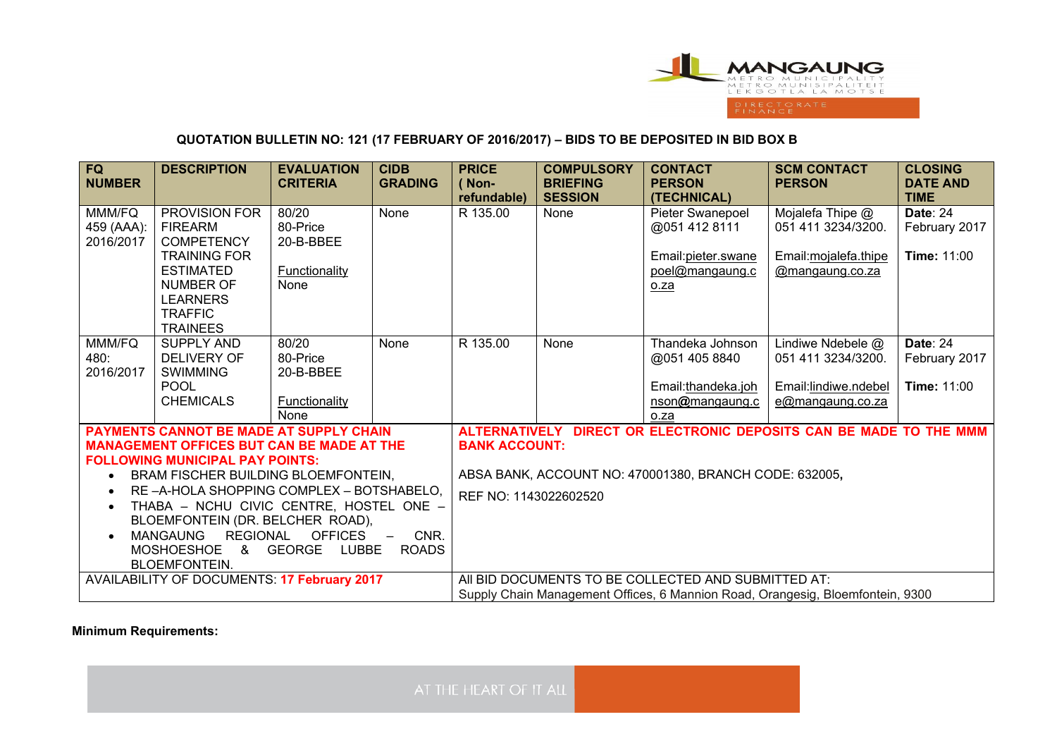**QUOTATION BULLETIN NO: 121 (17 FEBRUARY OF 2016/2017) – BIDS TO BE DEPOSITED IN BID BOX B**

| FQ NUMBER | DESCRIPTION | EVALUATION CRITERIA | CIDB GRADING | PRICE ( Non-refundable) | COMPULSORY BRIEFING SESSION | CONTACT PERSON (TECHNICAL) | SCM CONTACT PERSON | CLOSING DATE AND TIME |
|---|---|---|---|---|---|---|---|---|
| MMM/FQ 459 (AAA): 2016/2017 | PROVISION FOR FIREARM COMPETENCY TRAINING FOR ESTIMATED NUMBER OF LEARNERS TRAFFIC TRAINEES | 80/20 80-Price 20-B-BBEE <br><br> Functionality None | None | R 135.00 | None | Pieter Swanepoel @051 412 8111 <br><br> Email:pieter.swanepoel@mangaung.co.za | Mojalefa Thipe @ 051 411 3234/3200. <br><br> Email:mojalefa.thipe@mangaung.co.za | **Date**: 24 February 2017 <br><br> **Time:** 11:00 |
| MMM/FQ 480: 2016/2017 | SUPPLY AND DELIVERY OF SWIMMING POOL CHEMICALS | 80/20 80-Price 20-B-BBEE <br><br> Functionality None | None | R 135.00 | None | Thandeka Johnson @051 405 8840 <br><br> Email:thandeka.johnson@mangaung.co.za | Lindiwe Ndebele @ 051 411 3234/3200. <br><br> Email:lindiwe.ndebele@mangaung.co.za | **Date**: 24 February 2017 <br><br> **Time:** 11:00 |

**PAYMENTS CANNOT BE MADE AT SUPPLY CHAIN MANAGEMENT OFFICES BUT CAN BE MADE AT THE FOLLOWING MUNICIPAL PAY POINTS:**

- BRAM FISCHER BUILDING BLOEMFONTEIN,
- RE –A-HOLA SHOPPING COMPLEX – BOTSHABELO,
- THABA – NCHU CIVIC CENTRE, HOSTEL ONE – BLOEMFONTEIN (DR. BELCHER ROAD),
- MANGAUNG REGIONAL OFFICES – CNR. MOSHOESHOE & GEORGE LUBBE ROADS BLOEMFONTEIN.

**ALTERNATIVELY DIRECT OR ELECTRONIC DEPOSITS CAN BE MADE TO THE MMM BANK ACCOUNT:**

ABSA BANK, ACCOUNT NO: 470001380, BRANCH CODE: 632005,

REF NO: 1143022602520

AVAILABILITY OF DOCUMENTS: **17 February 2017**

All BID DOCUMENTS TO BE COLLECTED AND SUBMITTED AT:
Supply Chain Management Offices, 6 Mannion Road, Orangesig, Bloemfontein, 9300

**Minimum Requirements:**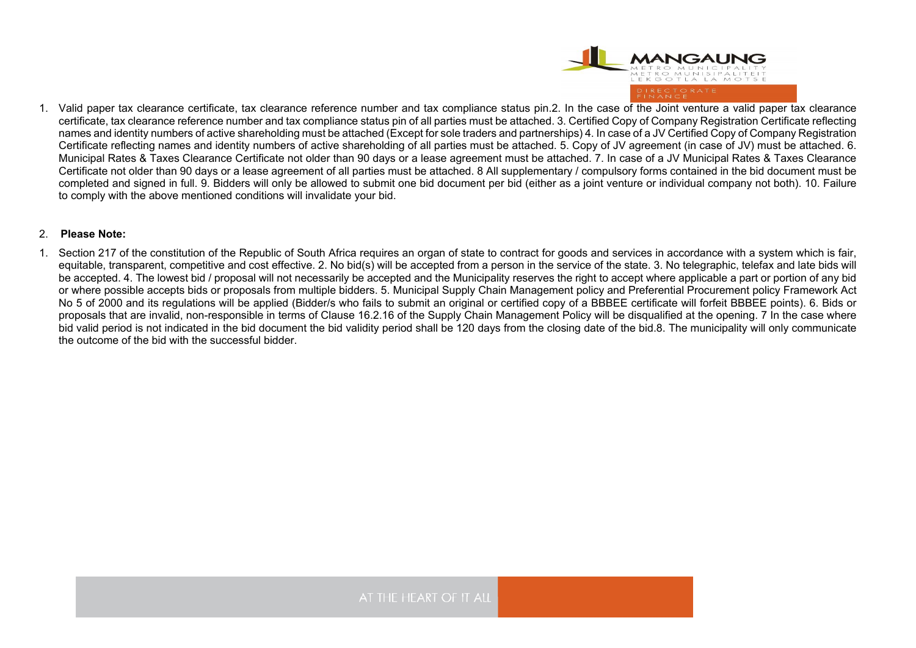1. Valid paper tax clearance certificate, tax clearance reference number and tax compliance status pin.2. In the case of the Joint venture a valid paper tax clearance certificate, tax clearance reference number and tax compliance status pin of all parties must be attached. 3. Certified Copy of Company Registration Certificate reflecting names and identity numbers of active shareholding must be attached (Except for sole traders and partnerships) 4. In case of a JV Certified Copy of Company Registration Certificate reflecting names and identity numbers of active shareholding of all parties must be attached. 5. Copy of JV agreement (in case of JV) must be attached. 6. Municipal Rates & Taxes Clearance Certificate not older than 90 days or a lease agreement must be attached. 7. In case of a JV Municipal Rates & Taxes Clearance Certificate not older than 90 days or a lease agreement of all parties must be attached. 8 All supplementary / compulsory forms contained in the bid document must be completed and signed in full. 9. Bidders will only be allowed to submit one bid document per bid (either as a joint venture or individual company not both). 10. Failure to comply with the above mentioned conditions will invalidate your bid.

2. **Please Note:**

1. Section 217 of the constitution of the Republic of South Africa requires an organ of state to contract for goods and services in accordance with a system which is fair, equitable, transparent, competitive and cost effective. 2. No bid(s) will be accepted from a person in the service of the state. 3. No telegraphic, telefax and late bids will be accepted. 4. The lowest bid / proposal will not necessarily be accepted and the Municipality reserves the right to accept where applicable a part or portion of any bid or where possible accepts bids or proposals from multiple bidders. 5. Municipal Supply Chain Management policy and Preferential Procurement policy Framework Act No 5 of 2000 and its regulations will be applied (Bidder/s who fails to submit an original or certified copy of a BBBEE certificate will forfeit BBBEE points). 6. Bids or proposals that are invalid, non-responsible in terms of Clause 16.2.16 of the Supply Chain Management Policy will be disqualified at the opening. 7 In the case where bid valid period is not indicated in the bid document the bid validity period shall be 120 days from the closing date of the bid.8. The municipality will only communicate the outcome of the bid with the successful bidder.